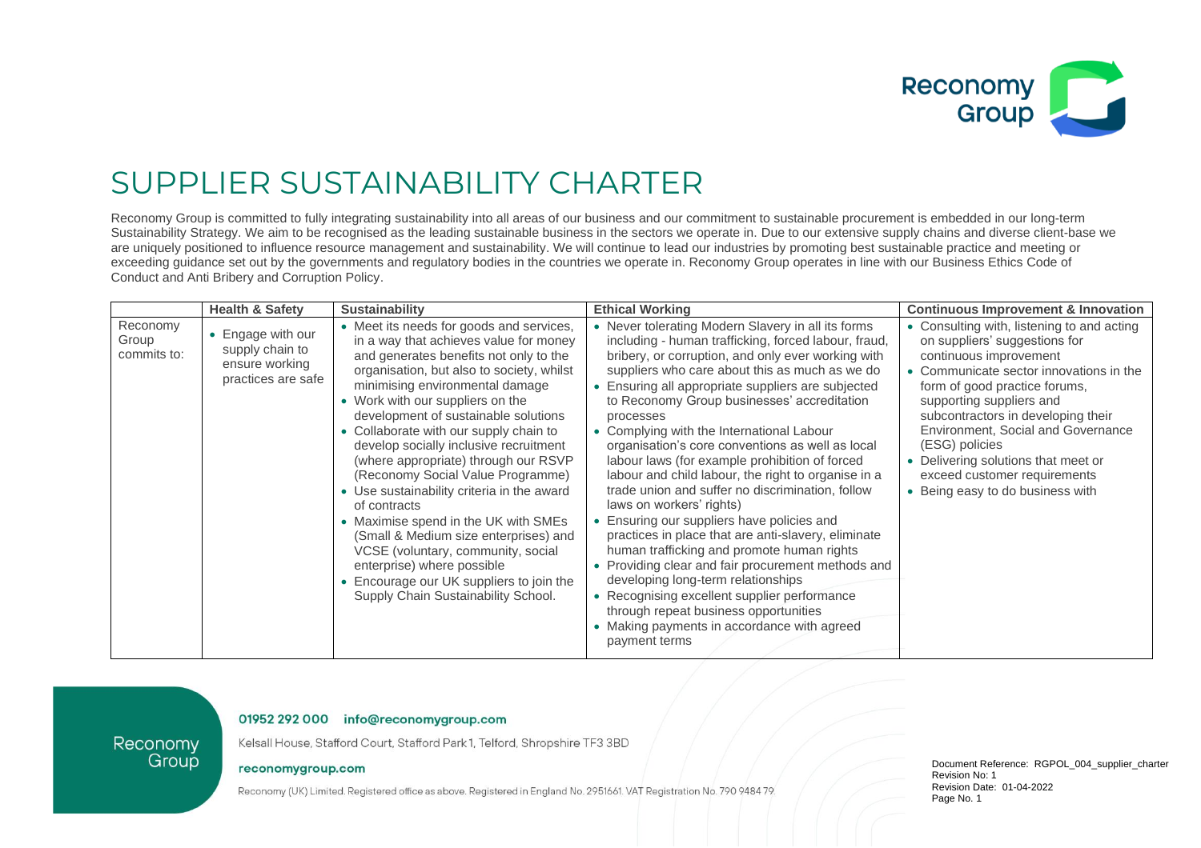# SUPPLIER SUSTAINABILITY CHARTER

Reconomy Group is committed to fully integrating sustainability into all areas of our business and our commitment to sustainable procurement is embedded in our long-term Sustainability Strategy. We aim to be recognised as the leading sustainable business in the sectors we operate in. Due to our extensive supply chains and diverse client-base we are uniquely positioned to influence resource management and sustainability. We will continue to lead our industries by promoting best sustainable practice and meeting or exceeding guidance set out by the governments and regulatory bodies in the countries we operate in. Reconomy Group operates in line with our Business Ethics Code of Conduct and Anti Bribery and Corruption Policy.

| | Health & Safety | Sustainability | Ethical Working | Continuous Improvement & Innovation |
|---|---|---|---|---|
| Reconomy Group commits to: | • Engage with our supply chain to ensure working practices are safe | • Meet its needs for goods and services, in a way that achieves value for money and generates benefits not only to the organisation, but also to society, whilst minimising environmental damage<br>• Work with our suppliers on the development of sustainable solutions<br>• Collaborate with our supply chain to develop socially inclusive recruitment (where appropriate) through our RSVP (Reconomy Social Value Programme)<br>• Use sustainability criteria in the award of contracts<br>• Maximise spend in the UK with SMEs (Small & Medium size enterprises) and VCSE (voluntary, community, social enterprise) where possible<br>• Encourage our UK suppliers to join the Supply Chain Sustainability School. | • Never tolerating Modern Slavery in all its forms including - human trafficking, forced labour, fraud, bribery, or corruption, and only ever working with suppliers who care about this as much as we do<br>• Ensuring all appropriate suppliers are subjected to Reconomy Group businesses' accreditation processes<br>• Complying with the International Labour organisation's core conventions as well as local labour laws (for example prohibition of forced labour and child labour, the right to organise in a trade union and suffer no discrimination, follow laws on workers' rights)<br>• Ensuring our suppliers have policies and practices in place that are anti-slavery, eliminate human trafficking and promote human rights<br>• Providing clear and fair procurement methods and developing long-term relationships<br>• Recognising excellent supplier performance through repeat business opportunities<br>• Making payments in accordance with agreed payment terms | • Consulting with, listening to and acting on suppliers' suggestions for continuous improvement<br>• Communicate sector innovations in the form of good practice forums, supporting suppliers and subcontractors in developing their Environment, Social and Governance (ESG) policies<br>• Delivering solutions that meet or exceed customer requirements<br>• Being easy to do business with |

01952 292 000 info@reconomygroup.com

Kelsall House, Stafford Court, Stafford Park 1, Telford, Shropshire TF3 3BD

reconomygroup.com

Reconomy (UK) Limited. Registered office as above. Registered in England No. 2951661. VAT Registration No. 790 9484 79.

Document Reference: RGPOL_004_supplier_charter
Revision No: 1
Revision Date: 01-04-2022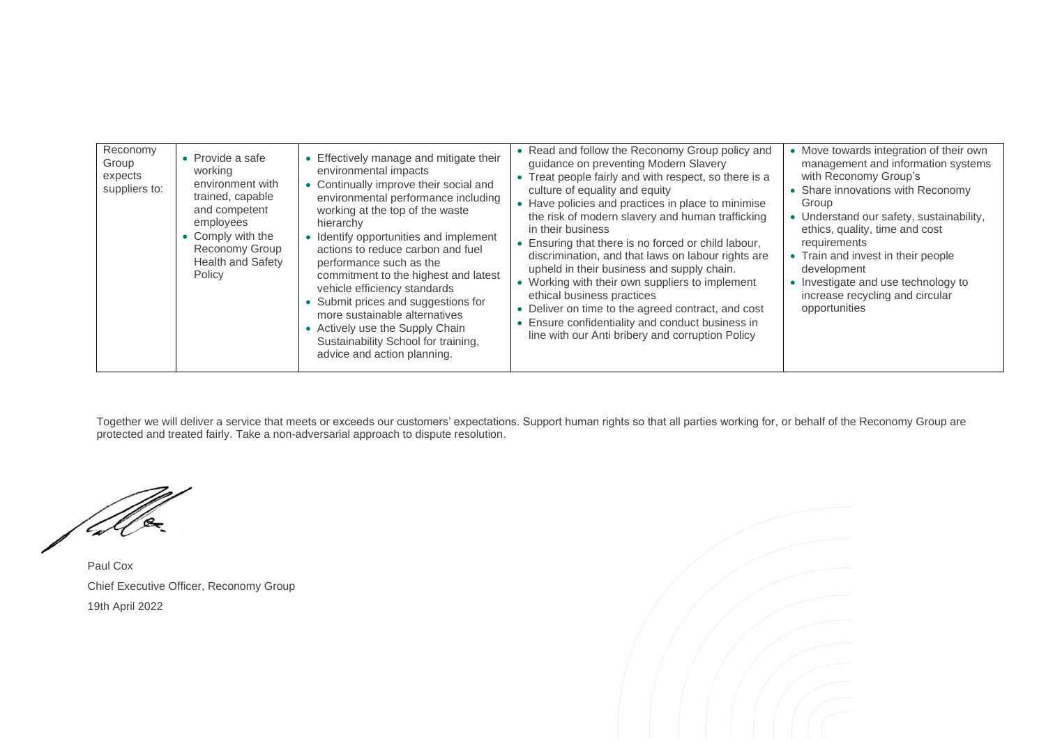| | | | | |
|---|---|---|---|---|
| Reconomy Group expects suppliers to: | • Provide a safe working environment with trained, capable and competent employees<br>• Comply with the Reconomy Group Health and Safety Policy | • Effectively manage and mitigate their environmental impacts<br>• Continually improve their social and environmental performance including working at the top of the waste hierarchy<br>• Identify opportunities and implement actions to reduce carbon and fuel performance such as the commitment to the highest and latest vehicle efficiency standards<br>• Submit prices and suggestions for more sustainable alternatives<br>• Actively use the Supply Chain Sustainability School for training, advice and action planning. | • Read and follow the Reconomy Group policy and guidance on preventing Modern Slavery<br>• Treat people fairly and with respect, so there is a culture of equality and equity<br>• Have policies and practices in place to minimise the risk of modern slavery and human trafficking in their business<br>• Ensuring that there is no forced or child labour, discrimination, and that laws on labour rights are upheld in their business and supply chain.<br>• Working with their own suppliers to implement ethical business practices<br>• Deliver on time to the agreed contract, and cost<br>• Ensure confidentiality and conduct business in line with our Anti bribery and corruption Policy | • Move towards integration of their own management and information systems with Reconomy Group's<br>• Share innovations with Reconomy Group<br>• Understand our safety, sustainability, ethics, quality, time and cost requirements<br>• Train and invest in their people development<br>• Investigate and use technology to increase recycling and circular opportunities |

Together we will deliver a service that meets or exceeds our customers' expectations. Support human rights so that all parties working for, or behalf of the Reconomy Group are protected and treated fairly. Take a non-adversarial approach to dispute resolution.

Paul Cox

Chief Executive Officer, Reconomy Group

19th April 2022